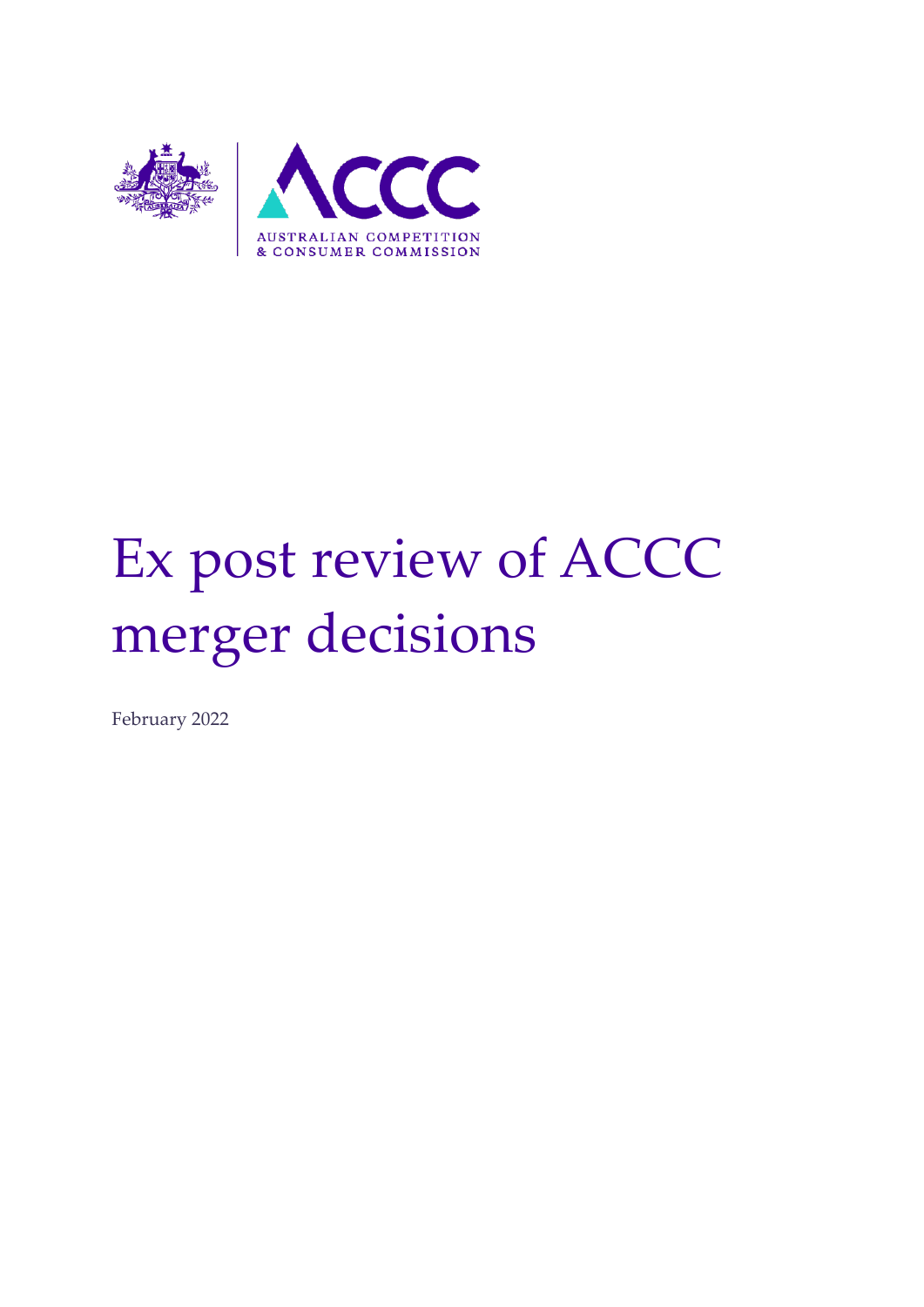AUSTRALIAN COMPETITION & CONSUMER COMMISSION

# Ex post review of ACCC merger decisions

February 2022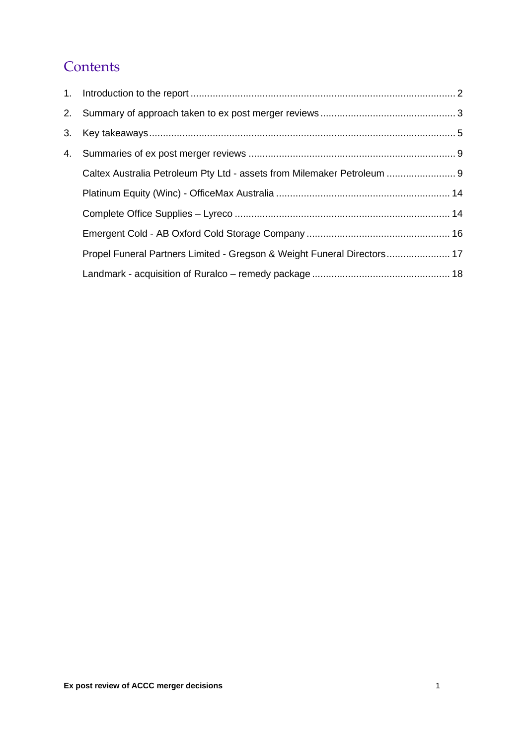# Contents

1. Introduction to the report ........................................................................................ 2
2. Summary of approach taken to ex post merger reviews ................................................ 3
3. Key takeaways ................................................................................................................ 5
4. Summaries of ex post merger reviews ........................................................................... 9
   - Caltex Australia Petroleum Pty Ltd - assets from Milemaker Petroleum ......................... 9
   - Platinum Equity (Winc) - OfficeMax Australia ............................................................... 14
   - Complete Office Supplies – Lyreco ............................................................................. 14
   - Emergent Cold - AB Oxford Cold Storage Company .................................................... 16
   - Propel Funeral Partners Limited - Gregson & Weight Funeral Directors ....................... 17
   - Landmark - acquisition of Ruralco – remedy package ................................................. 18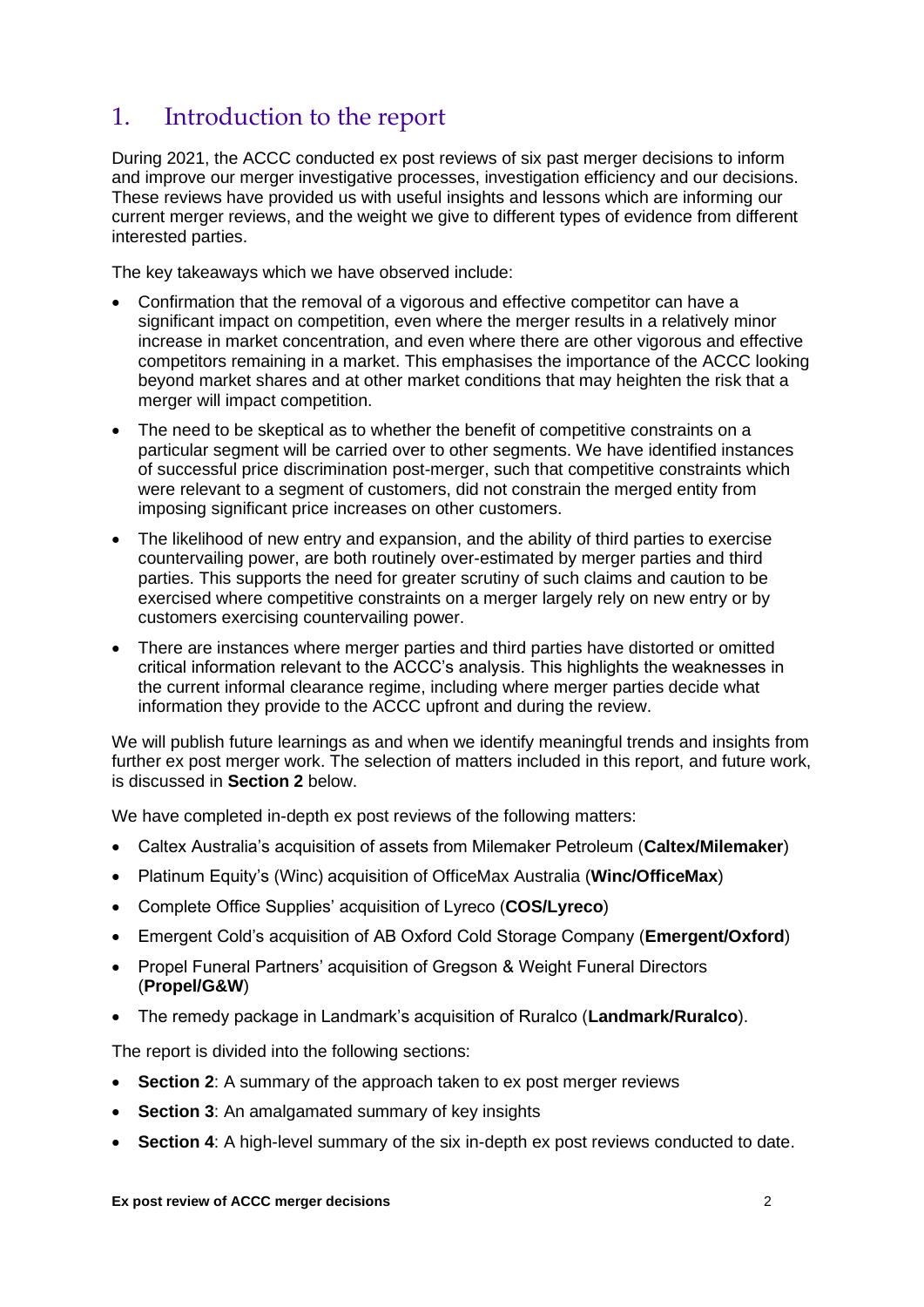# 1. Introduction to the report

During 2021, the ACCC conducted ex post reviews of six past merger decisions to inform and improve our merger investigative processes, investigation efficiency and our decisions. These reviews have provided us with useful insights and lessons which are informing our current merger reviews, and the weight we give to different types of evidence from different interested parties.

The key takeaways which we have observed include:

- Confirmation that the removal of a vigorous and effective competitor can have a significant impact on competition, even where the merger results in a relatively minor increase in market concentration, and even where there are other vigorous and effective competitors remaining in a market. This emphasises the importance of the ACCC looking beyond market shares and at other market conditions that may heighten the risk that a merger will impact competition.
- The need to be skeptical as to whether the benefit of competitive constraints on a particular segment will be carried over to other segments. We have identified instances of successful price discrimination post-merger, such that competitive constraints which were relevant to a segment of customers, did not constrain the merged entity from imposing significant price increases on other customers.
- The likelihood of new entry and expansion, and the ability of third parties to exercise countervailing power, are both routinely over-estimated by merger parties and third parties. This supports the need for greater scrutiny of such claims and caution to be exercised where competitive constraints on a merger largely rely on new entry or by customers exercising countervailing power.
- There are instances where merger parties and third parties have distorted or omitted critical information relevant to the ACCC's analysis. This highlights the weaknesses in the current informal clearance regime, including where merger parties decide what information they provide to the ACCC upfront and during the review.

We will publish future learnings as and when we identify meaningful trends and insights from further ex post merger work. The selection of matters included in this report, and future work, is discussed in **Section 2** below.

We have completed in-depth ex post reviews of the following matters:

- Caltex Australia's acquisition of assets from Milemaker Petroleum (**Caltex/Milemaker**)
- Platinum Equity's (Winc) acquisition of OfficeMax Australia (**Winc/OfficeMax**)
- Complete Office Supplies' acquisition of Lyreco (**COS/Lyreco**)
- Emergent Cold's acquisition of AB Oxford Cold Storage Company (**Emergent/Oxford**)
- Propel Funeral Partners' acquisition of Gregson & Weight Funeral Directors (**Propel/G&W**)
- The remedy package in Landmark's acquisition of Ruralco (**Landmark/Ruralco**).

The report is divided into the following sections:

- **Section 2**: A summary of the approach taken to ex post merger reviews
- **Section 3**: An amalgamated summary of key insights
- **Section 4**: A high-level summary of the six in-depth ex post reviews conducted to date.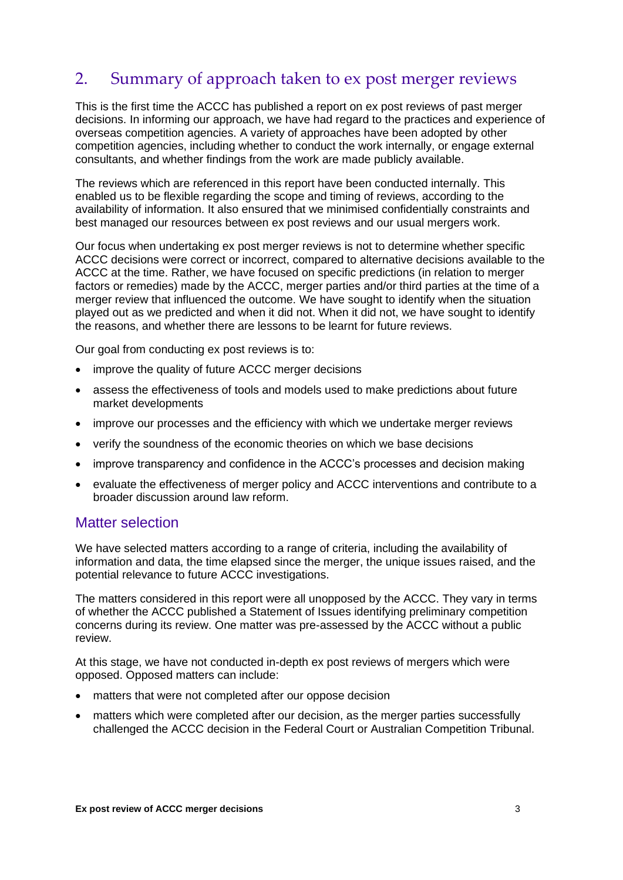## 2. Summary of approach taken to ex post merger reviews

This is the first time the ACCC has published a report on ex post reviews of past merger decisions. In informing our approach, we have had regard to the practices and experience of overseas competition agencies. A variety of approaches have been adopted by other competition agencies, including whether to conduct the work internally, or engage external consultants, and whether findings from the work are made publicly available.

The reviews which are referenced in this report have been conducted internally. This enabled us to be flexible regarding the scope and timing of reviews, according to the availability of information. It also ensured that we minimised confidentially constraints and best managed our resources between ex post reviews and our usual mergers work.

Our focus when undertaking ex post merger reviews is not to determine whether specific ACCC decisions were correct or incorrect, compared to alternative decisions available to the ACCC at the time. Rather, we have focused on specific predictions (in relation to merger factors or remedies) made by the ACCC, merger parties and/or third parties at the time of a merger review that influenced the outcome. We have sought to identify when the situation played out as we predicted and when it did not. When it did not, we have sought to identify the reasons, and whether there are lessons to be learnt for future reviews.

Our goal from conducting ex post reviews is to:

- improve the quality of future ACCC merger decisions
- assess the effectiveness of tools and models used to make predictions about future market developments
- improve our processes and the efficiency with which we undertake merger reviews
- verify the soundness of the economic theories on which we base decisions
- improve transparency and confidence in the ACCC's processes and decision making
- evaluate the effectiveness of merger policy and ACCC interventions and contribute to a broader discussion around law reform.

### Matter selection

We have selected matters according to a range of criteria, including the availability of information and data, the time elapsed since the merger, the unique issues raised, and the potential relevance to future ACCC investigations.

The matters considered in this report were all unopposed by the ACCC. They vary in terms of whether the ACCC published a Statement of Issues identifying preliminary competition concerns during its review. One matter was pre-assessed by the ACCC without a public review.

At this stage, we have not conducted in-depth ex post reviews of mergers which were opposed. Opposed matters can include:

- matters that were not completed after our oppose decision
- matters which were completed after our decision, as the merger parties successfully challenged the ACCC decision in the Federal Court or Australian Competition Tribunal.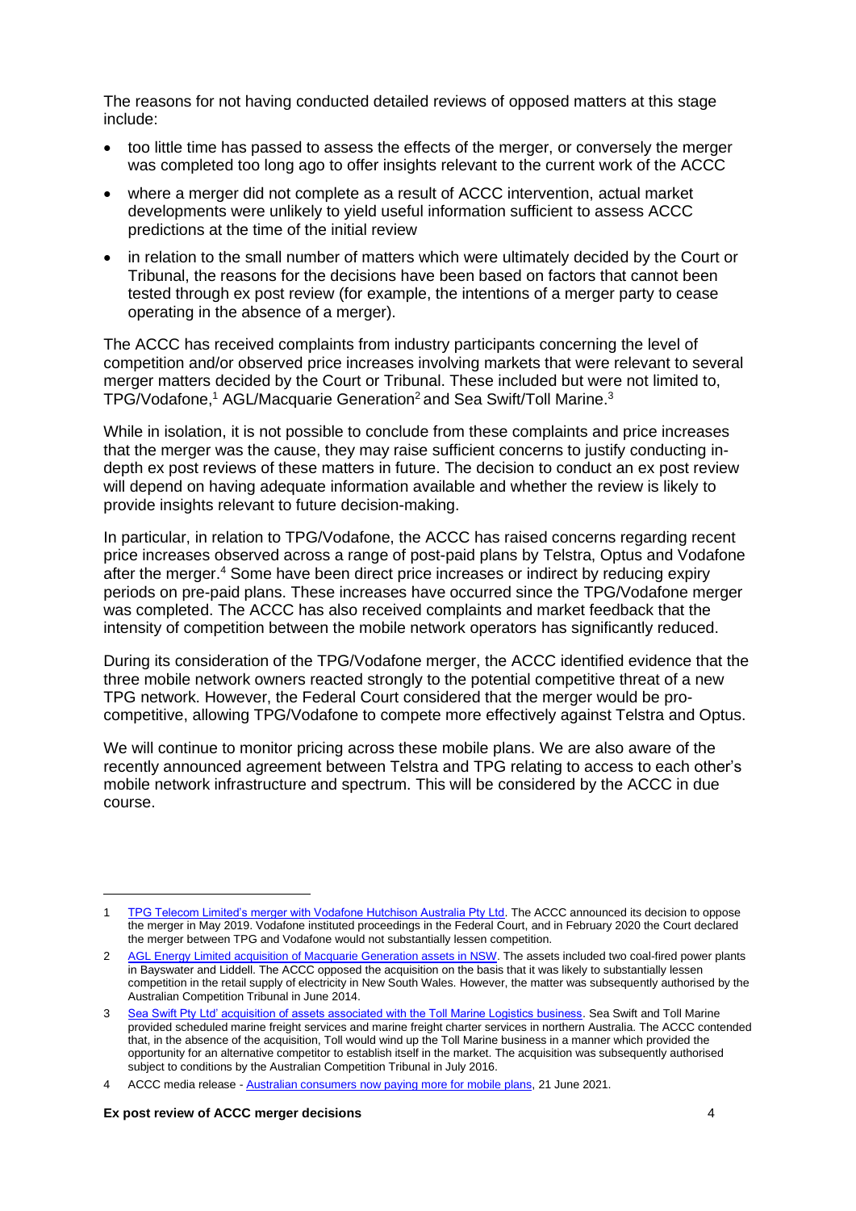The reasons for not having conducted detailed reviews of opposed matters at this stage include:

- too little time has passed to assess the effects of the merger, or conversely the merger was completed too long ago to offer insights relevant to the current work of the ACCC
- where a merger did not complete as a result of ACCC intervention, actual market developments were unlikely to yield useful information sufficient to assess ACCC predictions at the time of the initial review
- in relation to the small number of matters which were ultimately decided by the Court or Tribunal, the reasons for the decisions have been based on factors that cannot been tested through ex post review (for example, the intentions of a merger party to cease operating in the absence of a merger).

The ACCC has received complaints from industry participants concerning the level of competition and/or observed price increases involving markets that were relevant to several merger matters decided by the Court or Tribunal. These included but were not limited to, TPG/Vodafone,[1] AGL/Macquarie Generation[2] and Sea Swift/Toll Marine.[3]

While in isolation, it is not possible to conclude from these complaints and price increases that the merger was the cause, they may raise sufficient concerns to justify conducting in-depth ex post reviews of these matters in future. The decision to conduct an ex post review will depend on having adequate information available and whether the review is likely to provide insights relevant to future decision-making.

In particular, in relation to TPG/Vodafone, the ACCC has raised concerns regarding recent price increases observed across a range of post-paid plans by Telstra, Optus and Vodafone after the merger.[4] Some have been direct price increases or indirect by reducing expiry periods on pre-paid plans. These increases have occurred since the TPG/Vodafone merger was completed. The ACCC has also received complaints and market feedback that the intensity of competition between the mobile network operators has significantly reduced.

During its consideration of the TPG/Vodafone merger, the ACCC identified evidence that the three mobile network owners reacted strongly to the potential competitive threat of a new TPG network. However, the Federal Court considered that the merger would be pro-competitive, allowing TPG/Vodafone to compete more effectively against Telstra and Optus.

We will continue to monitor pricing across these mobile plans. We are also aware of the recently announced agreement between Telstra and TPG relating to access to each other's mobile network infrastructure and spectrum. This will be considered by the ACCC in due course.

---

1 TPG Telecom Limited's merger with Vodafone Hutchison Australia Pty Ltd. The ACCC announced its decision to oppose the merger in May 2019. Vodafone instituted proceedings in the Federal Court, and in February 2020 the Court declared the merger between TPG and Vodafone would not substantially lessen competition.

2 AGL Energy Limited acquisition of Macquarie Generation assets in NSW. The assets included two coal-fired power plants in Bayswater and Liddell. The ACCC opposed the acquisition on the basis that it was likely to substantially lessen competition in the retail supply of electricity in New South Wales. However, the matter was subsequently authorised by the Australian Competition Tribunal in June 2014.

3 Sea Swift Pty Ltd' acquisition of assets associated with the Toll Marine Logistics business. Sea Swift and Toll Marine provided scheduled marine freight services and marine freight charter services in northern Australia. The ACCC contended that, in the absence of the acquisition, Toll would wind up the Toll Marine business in a manner which provided the opportunity for an alternative competitor to establish itself in the market. The acquisition was subsequently authorised subject to conditions by the Australian Competition Tribunal in July 2016.

4 ACCC media release - Australian consumers now paying more for mobile plans, 21 June 2021.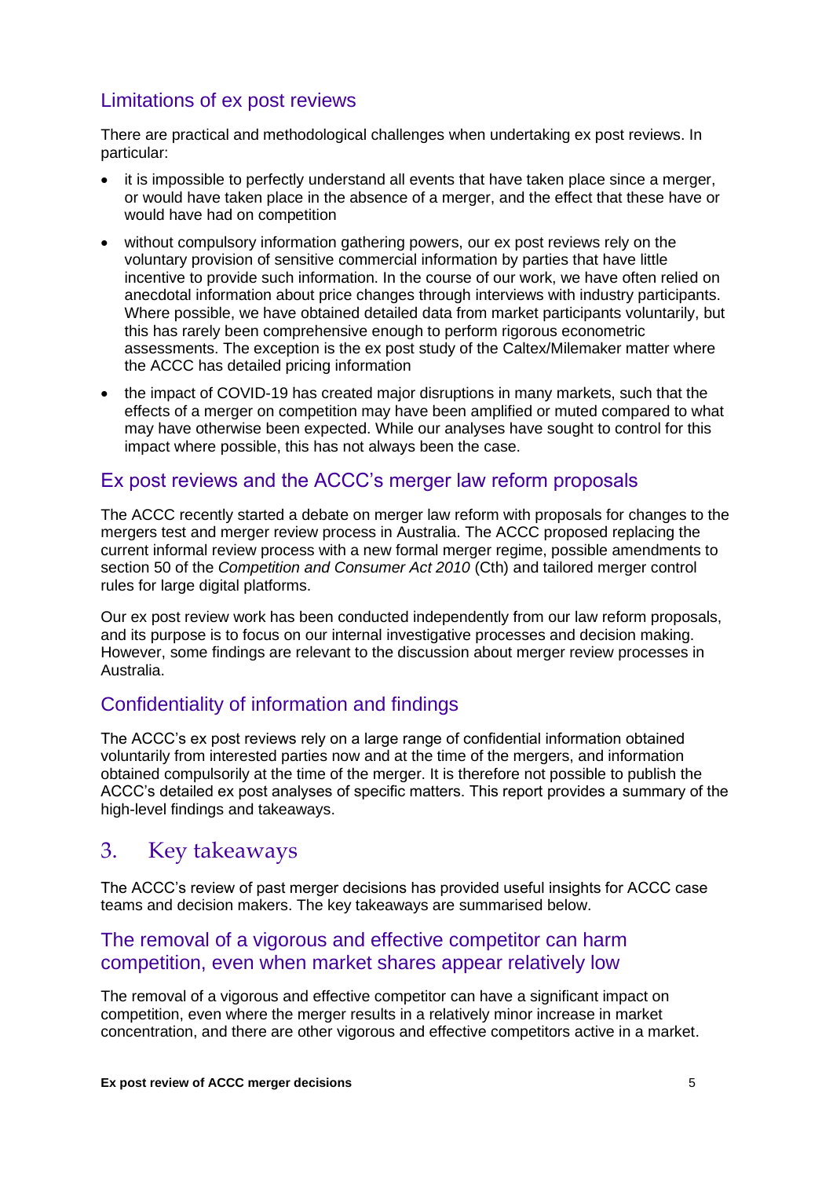## Limitations of ex post reviews

There are practical and methodological challenges when undertaking ex post reviews. In particular:

- it is impossible to perfectly understand all events that have taken place since a merger, or would have taken place in the absence of a merger, and the effect that these have or would have had on competition
- without compulsory information gathering powers, our ex post reviews rely on the voluntary provision of sensitive commercial information by parties that have little incentive to provide such information. In the course of our work, we have often relied on anecdotal information about price changes through interviews with industry participants. Where possible, we have obtained detailed data from market participants voluntarily, but this has rarely been comprehensive enough to perform rigorous econometric assessments. The exception is the ex post study of the Caltex/Milemaker matter where the ACCC has detailed pricing information
- the impact of COVID-19 has created major disruptions in many markets, such that the effects of a merger on competition may have been amplified or muted compared to what may have otherwise been expected. While our analyses have sought to control for this impact where possible, this has not always been the case.

## Ex post reviews and the ACCC's merger law reform proposals

The ACCC recently started a debate on merger law reform with proposals for changes to the mergers test and merger review process in Australia. The ACCC proposed replacing the current informal review process with a new formal merger regime, possible amendments to section 50 of the *Competition and Consumer Act 2010* (Cth) and tailored merger control rules for large digital platforms.

Our ex post review work has been conducted independently from our law reform proposals, and its purpose is to focus on our internal investigative processes and decision making. However, some findings are relevant to the discussion about merger review processes in Australia.

## Confidentiality of information and findings

The ACCC's ex post reviews rely on a large range of confidential information obtained voluntarily from interested parties now and at the time of the mergers, and information obtained compulsorily at the time of the merger. It is therefore not possible to publish the ACCC's detailed ex post analyses of specific matters. This report provides a summary of the high-level findings and takeaways.

# 3. Key takeaways

The ACCC's review of past merger decisions has provided useful insights for ACCC case teams and decision makers. The key takeaways are summarised below.

## The removal of a vigorous and effective competitor can harm competition, even when market shares appear relatively low

The removal of a vigorous and effective competitor can have a significant impact on competition, even where the merger results in a relatively minor increase in market concentration, and there are other vigorous and effective competitors active in a market.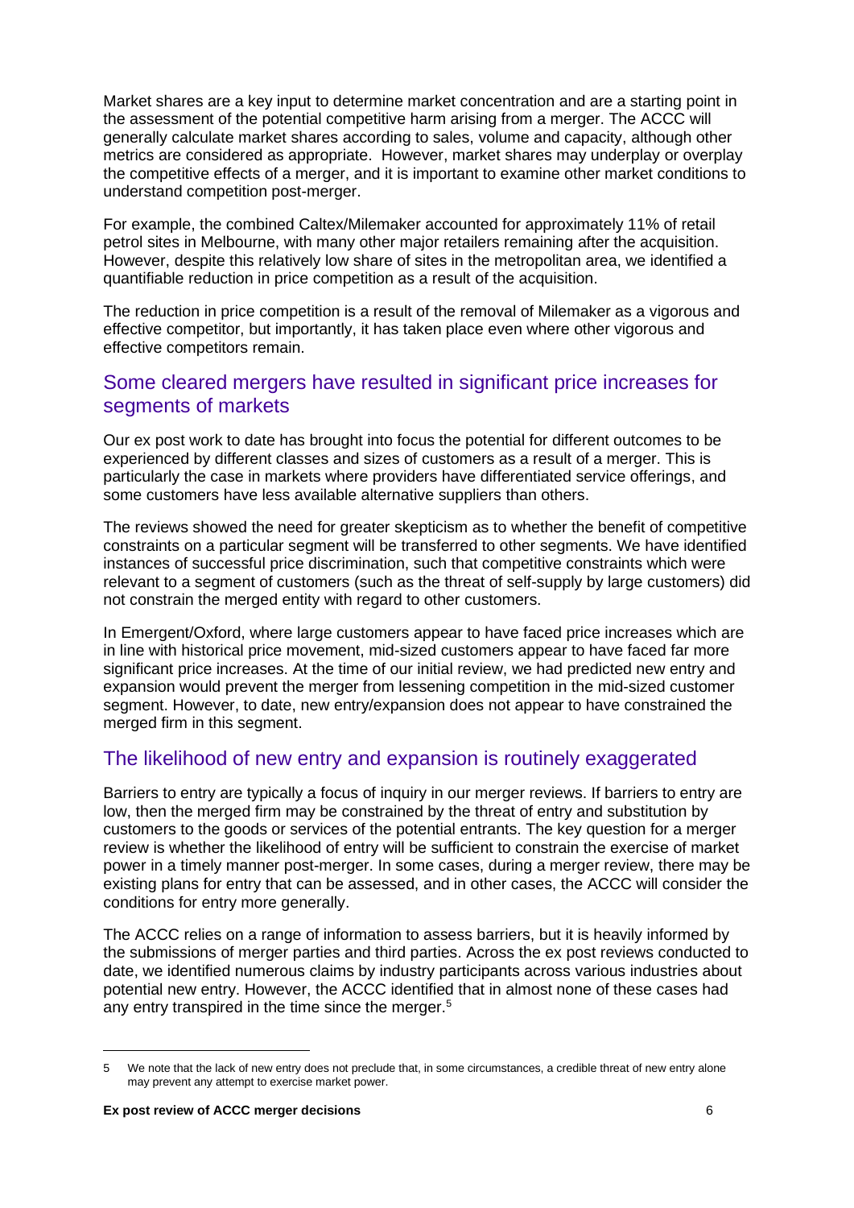Market shares are a key input to determine market concentration and are a starting point in the assessment of the potential competitive harm arising from a merger. The ACCC will generally calculate market shares according to sales, volume and capacity, although other metrics are considered as appropriate. However, market shares may underplay or overplay the competitive effects of a merger, and it is important to examine other market conditions to understand competition post-merger.

For example, the combined Caltex/Milemaker accounted for approximately 11% of retail petrol sites in Melbourne, with many other major retailers remaining after the acquisition. However, despite this relatively low share of sites in the metropolitan area, we identified a quantifiable reduction in price competition as a result of the acquisition.

The reduction in price competition is a result of the removal of Milemaker as a vigorous and effective competitor, but importantly, it has taken place even where other vigorous and effective competitors remain.

## Some cleared mergers have resulted in significant price increases for segments of markets

Our ex post work to date has brought into focus the potential for different outcomes to be experienced by different classes and sizes of customers as a result of a merger. This is particularly the case in markets where providers have differentiated service offerings, and some customers have less available alternative suppliers than others.

The reviews showed the need for greater skepticism as to whether the benefit of competitive constraints on a particular segment will be transferred to other segments. We have identified instances of successful price discrimination, such that competitive constraints which were relevant to a segment of customers (such as the threat of self-supply by large customers) did not constrain the merged entity with regard to other customers.

In Emergent/Oxford, where large customers appear to have faced price increases which are in line with historical price movement, mid-sized customers appear to have faced far more significant price increases. At the time of our initial review, we had predicted new entry and expansion would prevent the merger from lessening competition in the mid-sized customer segment. However, to date, new entry/expansion does not appear to have constrained the merged firm in this segment.

## The likelihood of new entry and expansion is routinely exaggerated

Barriers to entry are typically a focus of inquiry in our merger reviews. If barriers to entry are low, then the merged firm may be constrained by the threat of entry and substitution by customers to the goods or services of the potential entrants. The key question for a merger review is whether the likelihood of entry will be sufficient to constrain the exercise of market power in a timely manner post-merger. In some cases, during a merger review, there may be existing plans for entry that can be assessed, and in other cases, the ACCC will consider the conditions for entry more generally.

The ACCC relies on a range of information to assess barriers, but it is heavily informed by the submissions of merger parties and third parties. Across the ex post reviews conducted to date, we identified numerous claims by industry participants across various industries about potential new entry. However, the ACCC identified that in almost none of these cases had any entry transpired in the time since the merger.[5]

---

5 We note that the lack of new entry does not preclude that, in some circumstances, a credible threat of new entry alone may prevent any attempt to exercise market power.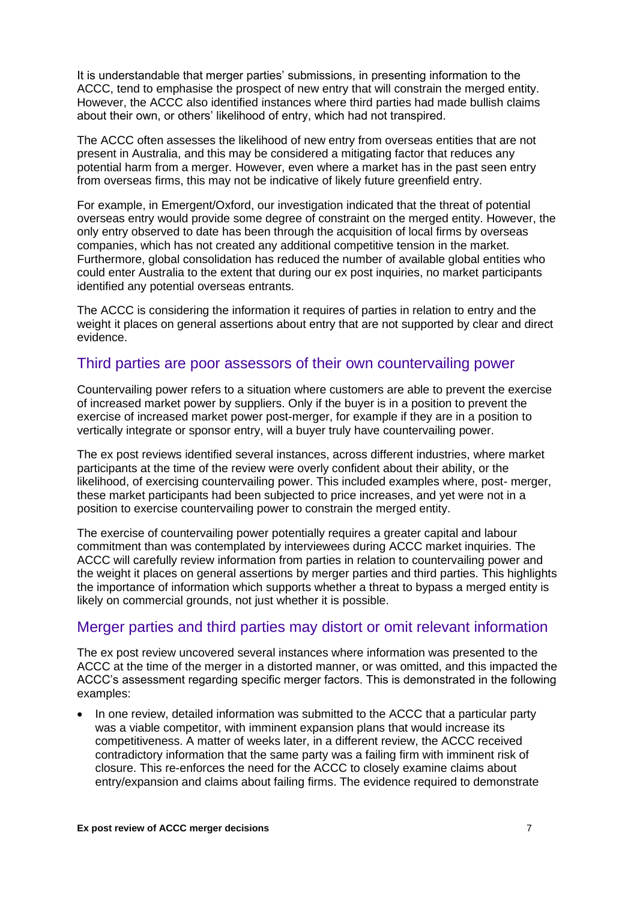It is understandable that merger parties' submissions, in presenting information to the ACCC, tend to emphasise the prospect of new entry that will constrain the merged entity. However, the ACCC also identified instances where third parties had made bullish claims about their own, or others' likelihood of entry, which had not transpired.

The ACCC often assesses the likelihood of new entry from overseas entities that are not present in Australia, and this may be considered a mitigating factor that reduces any potential harm from a merger. However, even where a market has in the past seen entry from overseas firms, this may not be indicative of likely future greenfield entry.

For example, in Emergent/Oxford, our investigation indicated that the threat of potential overseas entry would provide some degree of constraint on the merged entity. However, the only entry observed to date has been through the acquisition of local firms by overseas companies, which has not created any additional competitive tension in the market. Furthermore, global consolidation has reduced the number of available global entities who could enter Australia to the extent that during our ex post inquiries, no market participants identified any potential overseas entrants.

The ACCC is considering the information it requires of parties in relation to entry and the weight it places on general assertions about entry that are not supported by clear and direct evidence.

## Third parties are poor assessors of their own countervailing power

Countervailing power refers to a situation where customers are able to prevent the exercise of increased market power by suppliers. Only if the buyer is in a position to prevent the exercise of increased market power post-merger, for example if they are in a position to vertically integrate or sponsor entry, will a buyer truly have countervailing power.

The ex post reviews identified several instances, across different industries, where market participants at the time of the review were overly confident about their ability, or the likelihood, of exercising countervailing power. This included examples where, post- merger, these market participants had been subjected to price increases, and yet were not in a position to exercise countervailing power to constrain the merged entity.

The exercise of countervailing power potentially requires a greater capital and labour commitment than was contemplated by interviewees during ACCC market inquiries. The ACCC will carefully review information from parties in relation to countervailing power and the weight it places on general assertions by merger parties and third parties. This highlights the importance of information which supports whether a threat to bypass a merged entity is likely on commercial grounds, not just whether it is possible.

## Merger parties and third parties may distort or omit relevant information

The ex post review uncovered several instances where information was presented to the ACCC at the time of the merger in a distorted manner, or was omitted, and this impacted the ACCC's assessment regarding specific merger factors. This is demonstrated in the following examples:

- In one review, detailed information was submitted to the ACCC that a particular party was a viable competitor, with imminent expansion plans that would increase its competitiveness. A matter of weeks later, in a different review, the ACCC received contradictory information that the same party was a failing firm with imminent risk of closure. This re-enforces the need for the ACCC to closely examine claims about entry/expansion and claims about failing firms. The evidence required to demonstrate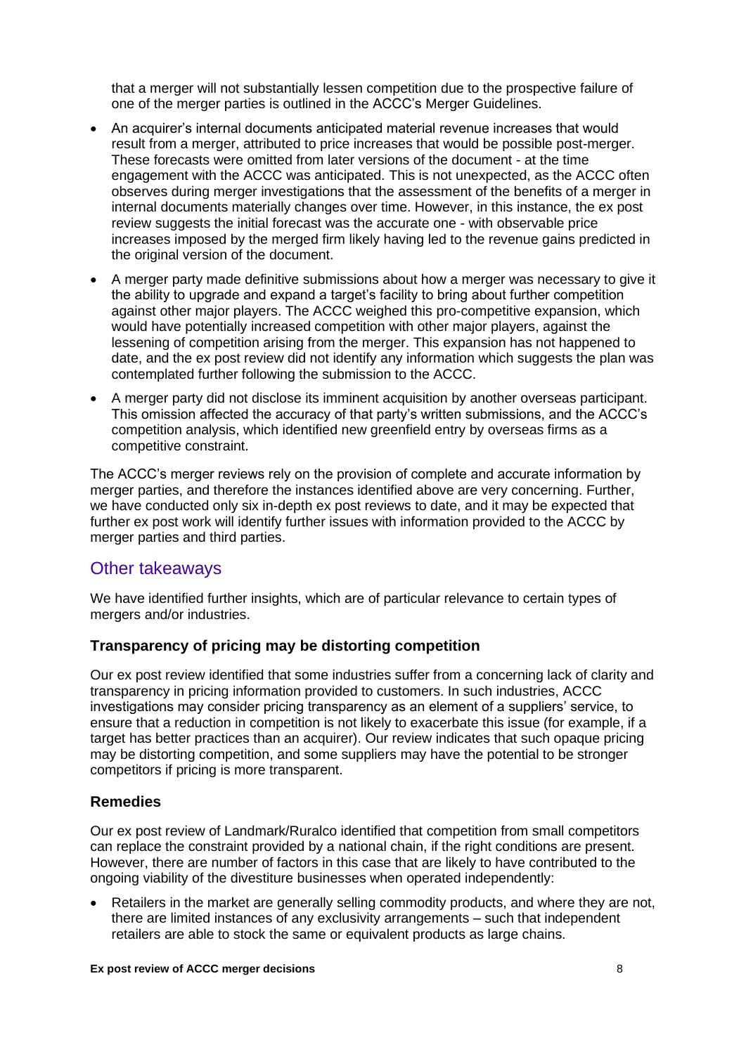that a merger will not substantially lessen competition due to the prospective failure of one of the merger parties is outlined in the ACCC's Merger Guidelines.

- An acquirer's internal documents anticipated material revenue increases that would result from a merger, attributed to price increases that would be possible post-merger. These forecasts were omitted from later versions of the document - at the time engagement with the ACCC was anticipated. This is not unexpected, as the ACCC often observes during merger investigations that the assessment of the benefits of a merger in internal documents materially changes over time. However, in this instance, the ex post review suggests the initial forecast was the accurate one - with observable price increases imposed by the merged firm likely having led to the revenue gains predicted in the original version of the document.
- A merger party made definitive submissions about how a merger was necessary to give it the ability to upgrade and expand a target's facility to bring about further competition against other major players. The ACCC weighed this pro-competitive expansion, which would have potentially increased competition with other major players, against the lessening of competition arising from the merger. This expansion has not happened to date, and the ex post review did not identify any information which suggests the plan was contemplated further following the submission to the ACCC.
- A merger party did not disclose its imminent acquisition by another overseas participant. This omission affected the accuracy of that party's written submissions, and the ACCC's competition analysis, which identified new greenfield entry by overseas firms as a competitive constraint.

The ACCC's merger reviews rely on the provision of complete and accurate information by merger parties, and therefore the instances identified above are very concerning. Further, we have conducted only six in-depth ex post reviews to date, and it may be expected that further ex post work will identify further issues with information provided to the ACCC by merger parties and third parties.

## Other takeaways

We have identified further insights, which are of particular relevance to certain types of mergers and/or industries.

### Transparency of pricing may be distorting competition

Our ex post review identified that some industries suffer from a concerning lack of clarity and transparency in pricing information provided to customers. In such industries, ACCC investigations may consider pricing transparency as an element of a suppliers' service, to ensure that a reduction in competition is not likely to exacerbate this issue (for example, if a target has better practices than an acquirer). Our review indicates that such opaque pricing may be distorting competition, and some suppliers may have the potential to be stronger competitors if pricing is more transparent.

### Remedies

Our ex post review of Landmark/Ruralco identified that competition from small competitors can replace the constraint provided by a national chain, if the right conditions are present. However, there are number of factors in this case that are likely to have contributed to the ongoing viability of the divestiture businesses when operated independently:

- Retailers in the market are generally selling commodity products, and where they are not, there are limited instances of any exclusivity arrangements – such that independent retailers are able to stock the same or equivalent products as large chains.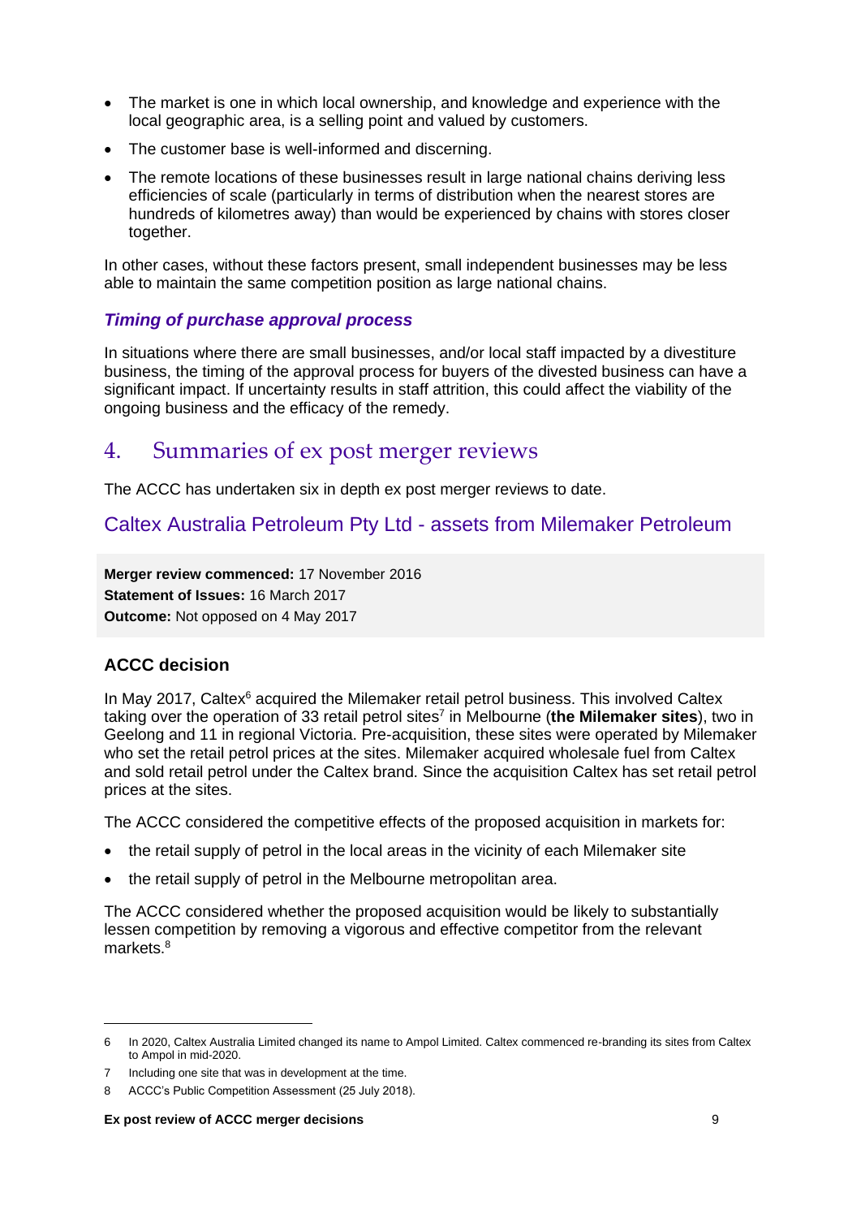- The market is one in which local ownership, and knowledge and experience with the local geographic area, is a selling point and valued by customers.
- The customer base is well-informed and discerning.
- The remote locations of these businesses result in large national chains deriving less efficiencies of scale (particularly in terms of distribution when the nearest stores are hundreds of kilometres away) than would be experienced by chains with stores closer together.

In other cases, without these factors present, small independent businesses may be less able to maintain the same competition position as large national chains.

### *Timing of purchase approval process*

In situations where there are small businesses, and/or local staff impacted by a divestiture business, the timing of the approval process for buyers of the divested business can have a significant impact. If uncertainty results in staff attrition, this could affect the viability of the ongoing business and the efficacy of the remedy.

# 4. Summaries of ex post merger reviews

The ACCC has undertaken six in depth ex post merger reviews to date.

## Caltex Australia Petroleum Pty Ltd - assets from Milemaker Petroleum

**Merger review commenced:** 17 November 2016
**Statement of Issues:** 16 March 2017
**Outcome:** Not opposed on 4 May 2017

### ACCC decision

In May 2017, Caltex[6] acquired the Milemaker retail petrol business. This involved Caltex taking over the operation of 33 retail petrol sites[7] in Melbourne (**the Milemaker sites**), two in Geelong and 11 in regional Victoria. Pre-acquisition, these sites were operated by Milemaker who set the retail petrol prices at the sites. Milemaker acquired wholesale fuel from Caltex and sold retail petrol under the Caltex brand. Since the acquisition Caltex has set retail petrol prices at the sites.

The ACCC considered the competitive effects of the proposed acquisition in markets for:

- the retail supply of petrol in the local areas in the vicinity of each Milemaker site
- the retail supply of petrol in the Melbourne metropolitan area.

The ACCC considered whether the proposed acquisition would be likely to substantially lessen competition by removing a vigorous and effective competitor from the relevant markets.[8]

---

6 In 2020, Caltex Australia Limited changed its name to Ampol Limited. Caltex commenced re-branding its sites from Caltex to Ampol in mid-2020.

7 Including one site that was in development at the time.

8 ACCC's Public Competition Assessment (25 July 2018).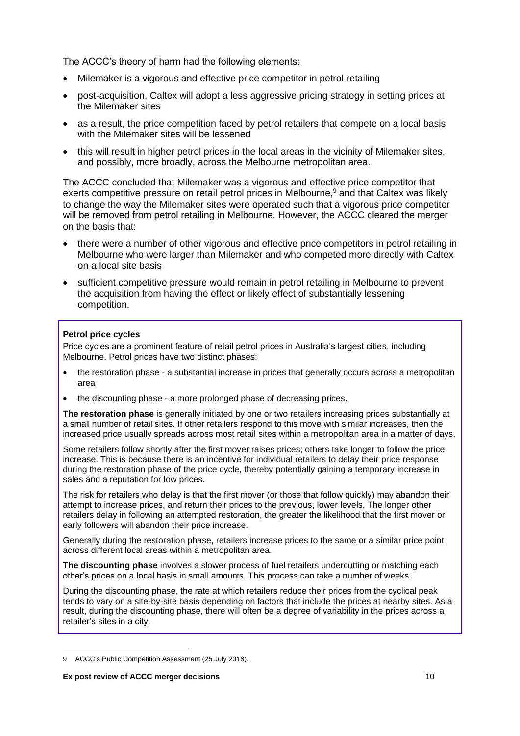The ACCC's theory of harm had the following elements:

- Milemaker is a vigorous and effective price competitor in petrol retailing
- post-acquisition, Caltex will adopt a less aggressive pricing strategy in setting prices at the Milemaker sites
- as a result, the price competition faced by petrol retailers that compete on a local basis with the Milemaker sites will be lessened
- this will result in higher petrol prices in the local areas in the vicinity of Milemaker sites, and possibly, more broadly, across the Melbourne metropolitan area.

The ACCC concluded that Milemaker was a vigorous and effective price competitor that exerts competitive pressure on retail petrol prices in Melbourne,[9] and that Caltex was likely to change the way the Milemaker sites were operated such that a vigorous price competitor will be removed from petrol retailing in Melbourne. However, the ACCC cleared the merger on the basis that:

- there were a number of other vigorous and effective price competitors in petrol retailing in Melbourne who were larger than Milemaker and who competed more directly with Caltex on a local site basis
- sufficient competitive pressure would remain in petrol retailing in Melbourne to prevent the acquisition from having the effect or likely effect of substantially lessening competition.

**Petrol price cycles**

Price cycles are a prominent feature of retail petrol prices in Australia's largest cities, including Melbourne. Petrol prices have two distinct phases:

- the restoration phase - a substantial increase in prices that generally occurs across a metropolitan area
- the discounting phase - a more prolonged phase of decreasing prices.

**The restoration phase** is generally initiated by one or two retailers increasing prices substantially at a small number of retail sites. If other retailers respond to this move with similar increases, then the increased price usually spreads across most retail sites within a metropolitan area in a matter of days.

Some retailers follow shortly after the first mover raises prices; others take longer to follow the price increase. This is because there is an incentive for individual retailers to delay their price response during the restoration phase of the price cycle, thereby potentially gaining a temporary increase in sales and a reputation for low prices.

The risk for retailers who delay is that the first mover (or those that follow quickly) may abandon their attempt to increase prices, and return their prices to the previous, lower levels. The longer other retailers delay in following an attempted restoration, the greater the likelihood that the first mover or early followers will abandon their price increase.

Generally during the restoration phase, retailers increase prices to the same or a similar price point across different local areas within a metropolitan area.

**The discounting phase** involves a slower process of fuel retailers undercutting or matching each other's prices on a local basis in small amounts. This process can take a number of weeks.

During the discounting phase, the rate at which retailers reduce their prices from the cyclical peak tends to vary on a site-by-site basis depending on factors that include the prices at nearby sites. As a result, during the discounting phase, there will often be a degree of variability in the prices across a retailer's sites in a city.

[9] ACCC's Public Competition Assessment (25 July 2018).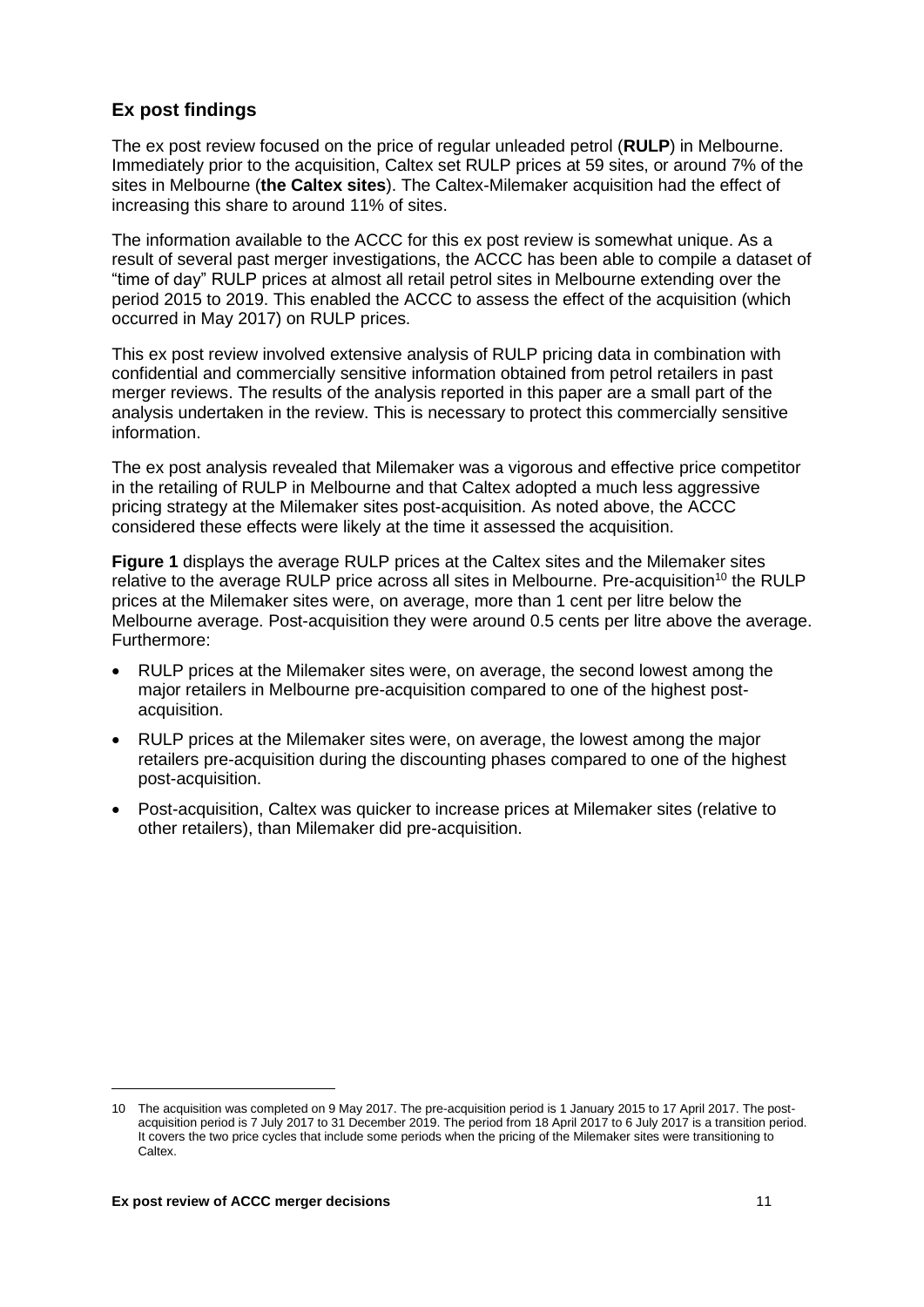## Ex post findings

The ex post review focused on the price of regular unleaded petrol (**RULP**) in Melbourne. Immediately prior to the acquisition, Caltex set RULP prices at 59 sites, or around 7% of the sites in Melbourne (**the Caltex sites**). The Caltex-Milemaker acquisition had the effect of increasing this share to around 11% of sites.

The information available to the ACCC for this ex post review is somewhat unique. As a result of several past merger investigations, the ACCC has been able to compile a dataset of "time of day" RULP prices at almost all retail petrol sites in Melbourne extending over the period 2015 to 2019. This enabled the ACCC to assess the effect of the acquisition (which occurred in May 2017) on RULP prices.

This ex post review involved extensive analysis of RULP pricing data in combination with confidential and commercially sensitive information obtained from petrol retailers in past merger reviews. The results of the analysis reported in this paper are a small part of the analysis undertaken in the review. This is necessary to protect this commercially sensitive information.

The ex post analysis revealed that Milemaker was a vigorous and effective price competitor in the retailing of RULP in Melbourne and that Caltex adopted a much less aggressive pricing strategy at the Milemaker sites post-acquisition. As noted above, the ACCC considered these effects were likely at the time it assessed the acquisition.

**Figure 1** displays the average RULP prices at the Caltex sites and the Milemaker sites relative to the average RULP price across all sites in Melbourne. Pre-acquisition[10] the RULP prices at the Milemaker sites were, on average, more than 1 cent per litre below the Melbourne average. Post-acquisition they were around 0.5 cents per litre above the average. Furthermore:

- RULP prices at the Milemaker sites were, on average, the second lowest among the major retailers in Melbourne pre-acquisition compared to one of the highest post-acquisition.
- RULP prices at the Milemaker sites were, on average, the lowest among the major retailers pre-acquisition during the discounting phases compared to one of the highest post-acquisition.
- Post-acquisition, Caltex was quicker to increase prices at Milemaker sites (relative to other retailers), than Milemaker did pre-acquisition.

10 The acquisition was completed on 9 May 2017. The pre-acquisition period is 1 January 2015 to 17 April 2017. The post-acquisition period is 7 July 2017 to 31 December 2019. The period from 18 April 2017 to 6 July 2017 is a transition period. It covers the two price cycles that include some periods when the pricing of the Milemaker sites were transitioning to Caltex.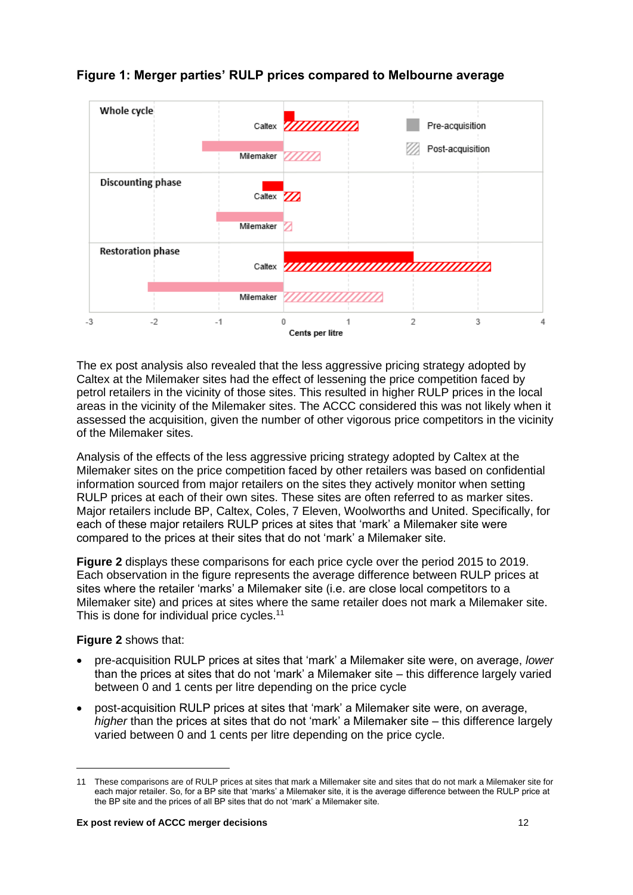**Figure 1: Merger parties' RULP prices compared to Melbourne average**

Whole cycle
Caltex
Milemaker
Discounting phase
Caltex
Milemaker
Restoration phase
Caltex
Milemaker
Pre-acquisition
Post-acquisition
-3 -2 -1 0 1 2 3 4
Cents per litre

The ex post analysis also revealed that the less aggressive pricing strategy adopted by Caltex at the Milemaker sites had the effect of lessening the price competition faced by petrol retailers in the vicinity of those sites. This resulted in higher RULP prices in the local areas in the vicinity of the Milemaker sites. The ACCC considered this was not likely when it assessed the acquisition, given the number of other vigorous price competitors in the vicinity of the Milemaker sites.

Analysis of the effects of the less aggressive pricing strategy adopted by Caltex at the Milemaker sites on the price competition faced by other retailers was based on confidential information sourced from major retailers on the sites they actively monitor when setting RULP prices at each of their own sites. These sites are often referred to as marker sites. Major retailers include BP, Caltex, Coles, 7 Eleven, Woolworths and United. Specifically, for each of these major retailers RULP prices at sites that 'mark' a Milemaker site were compared to the prices at their sites that do not 'mark' a Milemaker site.

**Figure 2** displays these comparisons for each price cycle over the period 2015 to 2019. Each observation in the figure represents the average difference between RULP prices at sites where the retailer 'marks' a Milemaker site (i.e. are close local competitors to a Milemaker site) and prices at sites where the same retailer does not mark a Milemaker site. This is done for individual price cycles.[11]

**Figure 2** shows that:

- pre-acquisition RULP prices at sites that 'mark' a Milemaker site were, on average, *lower* than the prices at sites that do not 'mark' a Milemaker site – this difference largely varied between 0 and 1 cents per litre depending on the price cycle
- post-acquisition RULP prices at sites that 'mark' a Milemaker site were, on average, *higher* than the prices at sites that do not 'mark' a Milemaker site – this difference largely varied between 0 and 1 cents per litre depending on the price cycle.

---

11 These comparisons are of RULP prices at sites that mark a Millemaker site and sites that do not mark a Millemaker site for each major retailer. So, for a BP site that 'marks' a Milemaker site, it is the average difference between the RULP price at the BP site and the prices of all BP sites that do not 'mark' a Milemaker site.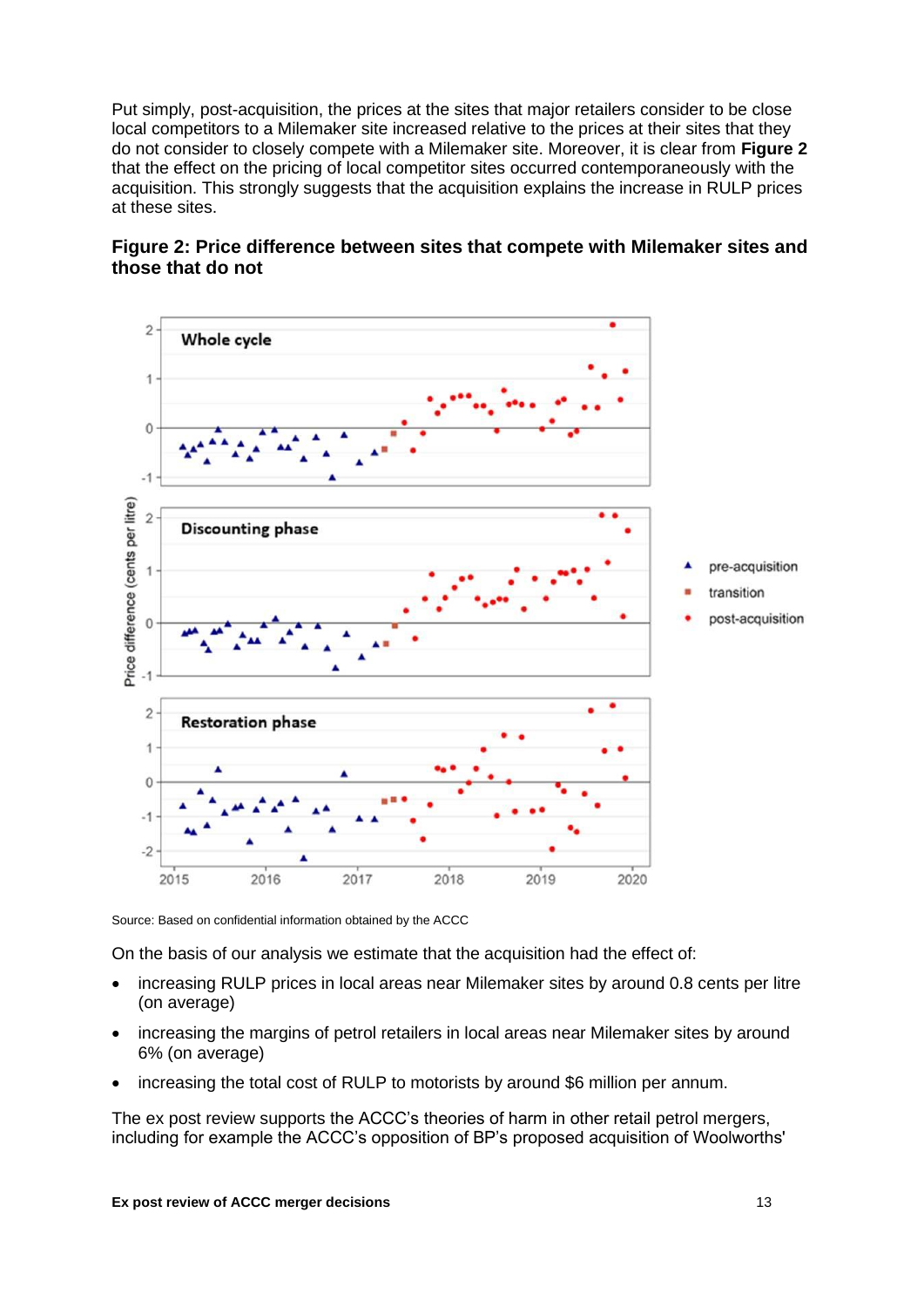Put simply, post-acquisition, the prices at the sites that major retailers consider to be close local competitors to a Milemaker site increased relative to the prices at their sites that they do not consider to closely compete with a Milemaker site. Moreover, it is clear from **Figure 2** that the effect on the pricing of local competitor sites occurred contemporaneously with the acquisition. This strongly suggests that the acquisition explains the increase in RULP prices at these sites.

**Figure 2: Price difference between sites that compete with Milemaker sites and those that do not**

Whole cycle

Discounting phase

Restoration phase

Price difference (cents per litre)

2
1
0
-1
-2

2015
2016
2017
2018
2019
2020

pre-acquisition
transition
post-acquisition

Source: Based on confidential information obtained by the ACCC

On the basis of our analysis we estimate that the acquisition had the effect of:

- increasing RULP prices in local areas near Milemaker sites by around 0.8 cents per litre (on average)
- increasing the margins of petrol retailers in local areas near Milemaker sites by around 6% (on average)
- increasing the total cost of RULP to motorists by around $6 million per annum.

The ex post review supports the ACCC's theories of harm in other retail petrol mergers, including for example the ACCC's opposition of BP's proposed acquisition of Woolworths'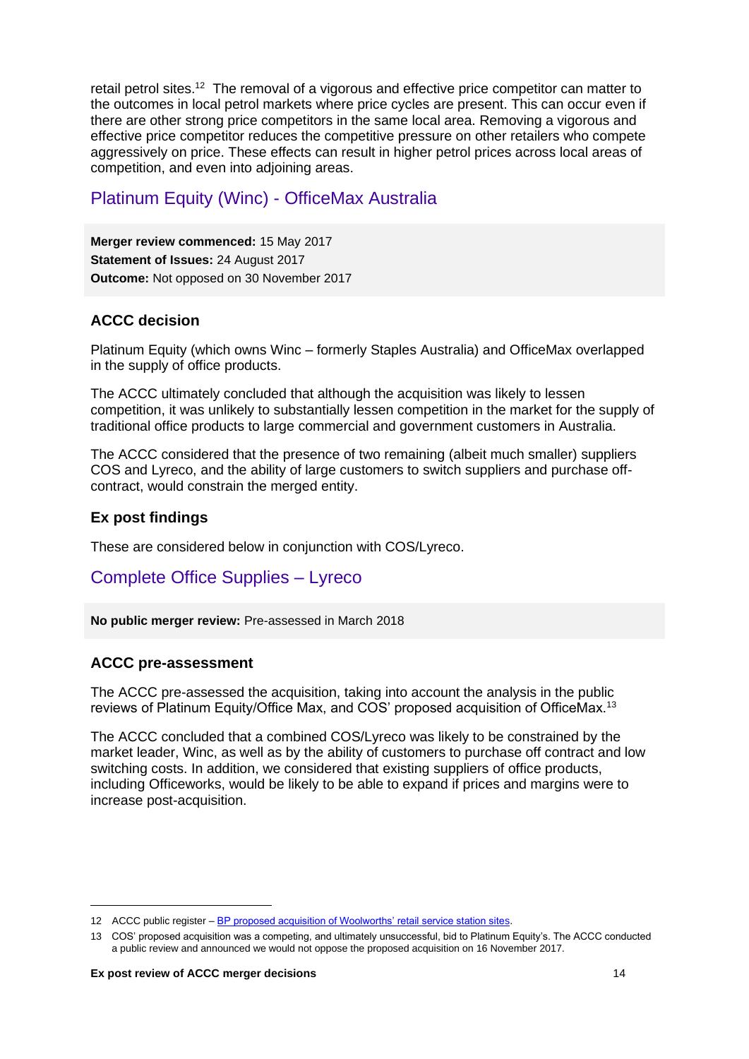retail petrol sites.[12] The removal of a vigorous and effective price competitor can matter to the outcomes in local petrol markets where price cycles are present. This can occur even if there are other strong price competitors in the same local area. Removing a vigorous and effective price competitor reduces the competitive pressure on other retailers who compete aggressively on price. These effects can result in higher petrol prices across local areas of competition, and even into adjoining areas.

## Platinum Equity (Winc) - OfficeMax Australia

**Merger review commenced:** 15 May 2017
**Statement of Issues:** 24 August 2017
**Outcome:** Not opposed on 30 November 2017

### ACCC decision

Platinum Equity (which owns Winc – formerly Staples Australia) and OfficeMax overlapped in the supply of office products.

The ACCC ultimately concluded that although the acquisition was likely to lessen competition, it was unlikely to substantially lessen competition in the market for the supply of traditional office products to large commercial and government customers in Australia.

The ACCC considered that the presence of two remaining (albeit much smaller) suppliers COS and Lyreco, and the ability of large customers to switch suppliers and purchase off-contract, would constrain the merged entity.

### Ex post findings

These are considered below in conjunction with COS/Lyreco.

## Complete Office Supplies – Lyreco

**No public merger review:** Pre-assessed in March 2018

### ACCC pre-assessment

The ACCC pre-assessed the acquisition, taking into account the analysis in the public reviews of Platinum Equity/Office Max, and COS' proposed acquisition of OfficeMax.[13]

The ACCC concluded that a combined COS/Lyreco was likely to be constrained by the market leader, Winc, as well as by the ability of customers to purchase off contract and low switching costs. In addition, we considered that existing suppliers of office products, including Officeworks, would be likely to be able to expand if prices and margins were to increase post-acquisition.

---

12 ACCC public register – BP proposed acquisition of Woolworths' retail service station sites.

13 COS' proposed acquisition was a competing, and ultimately unsuccessful, bid to Platinum Equity's. The ACCC conducted a public review and announced we would not oppose the proposed acquisition on 16 November 2017.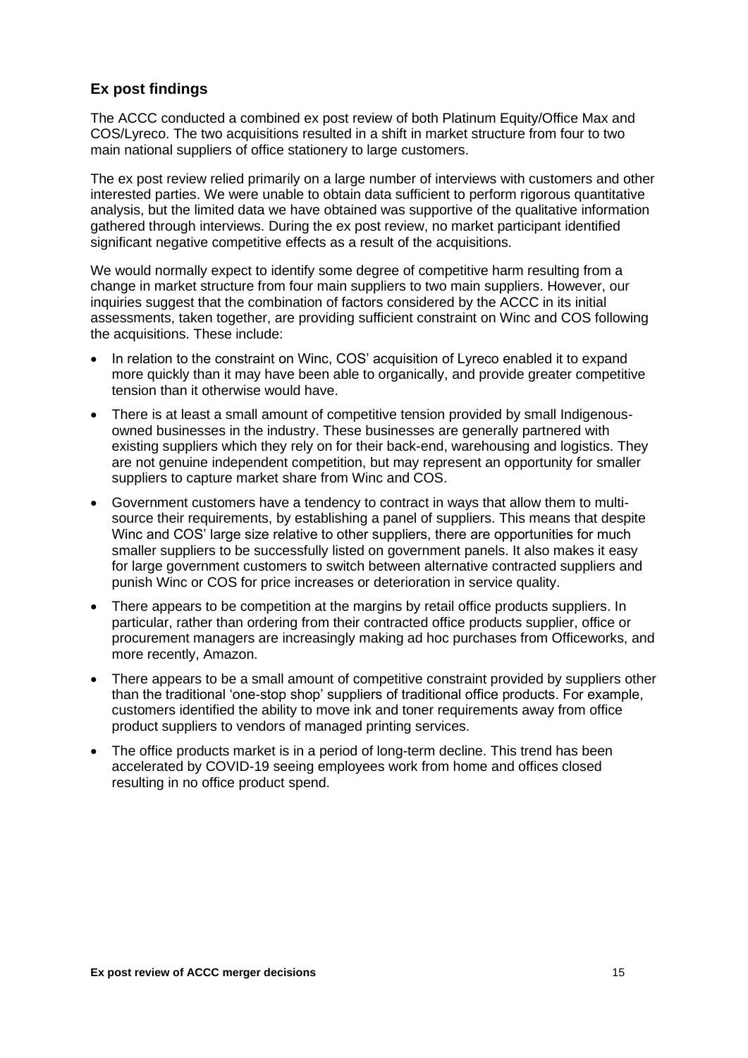## Ex post findings

The ACCC conducted a combined ex post review of both Platinum Equity/Office Max and COS/Lyreco. The two acquisitions resulted in a shift in market structure from four to two main national suppliers of office stationery to large customers.

The ex post review relied primarily on a large number of interviews with customers and other interested parties. We were unable to obtain data sufficient to perform rigorous quantitative analysis, but the limited data we have obtained was supportive of the qualitative information gathered through interviews. During the ex post review, no market participant identified significant negative competitive effects as a result of the acquisitions.

We would normally expect to identify some degree of competitive harm resulting from a change in market structure from four main suppliers to two main suppliers. However, our inquiries suggest that the combination of factors considered by the ACCC in its initial assessments, taken together, are providing sufficient constraint on Winc and COS following the acquisitions. These include:

- In relation to the constraint on Winc, COS' acquisition of Lyreco enabled it to expand more quickly than it may have been able to organically, and provide greater competitive tension than it otherwise would have.
- There is at least a small amount of competitive tension provided by small Indigenous-owned businesses in the industry. These businesses are generally partnered with existing suppliers which they rely on for their back-end, warehousing and logistics. They are not genuine independent competition, but may represent an opportunity for smaller suppliers to capture market share from Winc and COS.
- Government customers have a tendency to contract in ways that allow them to multi-source their requirements, by establishing a panel of suppliers. This means that despite Winc and COS' large size relative to other suppliers, there are opportunities for much smaller suppliers to be successfully listed on government panels. It also makes it easy for large government customers to switch between alternative contracted suppliers and punish Winc or COS for price increases or deterioration in service quality.
- There appears to be competition at the margins by retail office products suppliers. In particular, rather than ordering from their contracted office products supplier, office or procurement managers are increasingly making ad hoc purchases from Officeworks, and more recently, Amazon.
- There appears to be a small amount of competitive constraint provided by suppliers other than the traditional 'one-stop shop' suppliers of traditional office products. For example, customers identified the ability to move ink and toner requirements away from office product suppliers to vendors of managed printing services.
- The office products market is in a period of long-term decline. This trend has been accelerated by COVID-19 seeing employees work from home and offices closed resulting in no office product spend.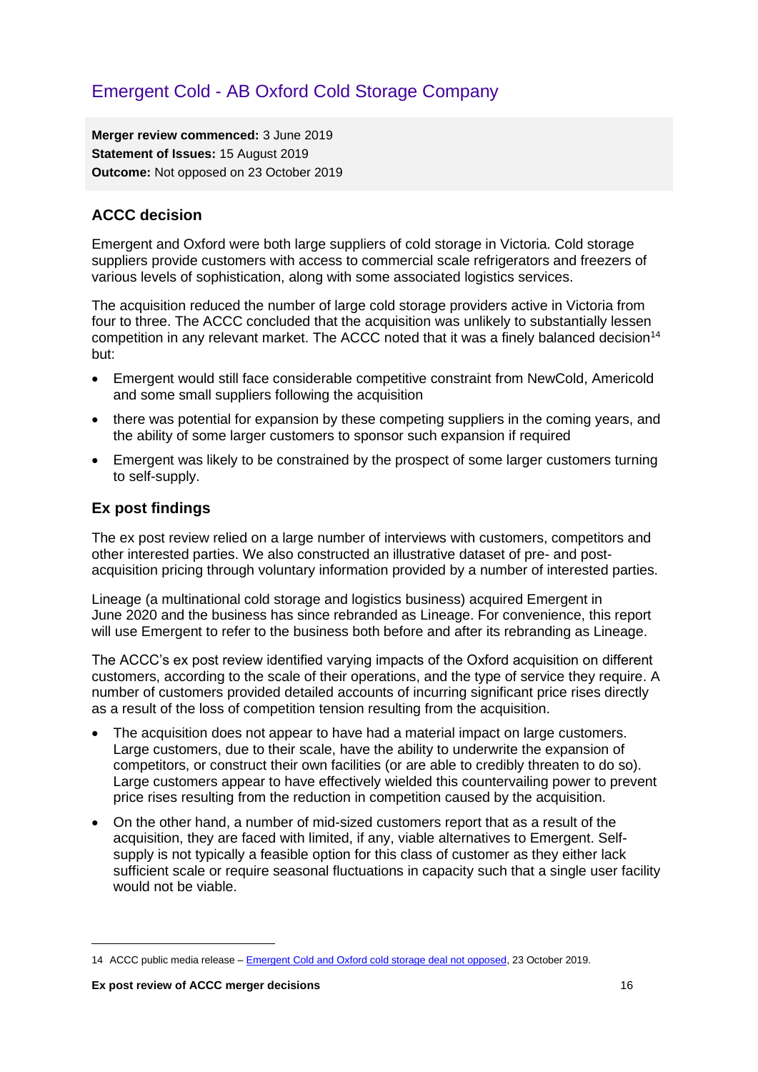## Emergent Cold - AB Oxford Cold Storage Company

**Merger review commenced:** 3 June 2019
**Statement of Issues:** 15 August 2019
**Outcome:** Not opposed on 23 October 2019

### ACCC decision

Emergent and Oxford were both large suppliers of cold storage in Victoria. Cold storage suppliers provide customers with access to commercial scale refrigerators and freezers of various levels of sophistication, along with some associated logistics services.

The acquisition reduced the number of large cold storage providers active in Victoria from four to three. The ACCC concluded that the acquisition was unlikely to substantially lessen competition in any relevant market. The ACCC noted that it was a finely balanced decision[14] but:

- Emergent would still face considerable competitive constraint from NewCold, Americold and some small suppliers following the acquisition
- there was potential for expansion by these competing suppliers in the coming years, and the ability of some larger customers to sponsor such expansion if required
- Emergent was likely to be constrained by the prospect of some larger customers turning to self-supply.

### Ex post findings

The ex post review relied on a large number of interviews with customers, competitors and other interested parties. We also constructed an illustrative dataset of pre- and post-acquisition pricing through voluntary information provided by a number of interested parties.

Lineage (a multinational cold storage and logistics business) acquired Emergent in June 2020 and the business has since rebranded as Lineage. For convenience, this report will use Emergent to refer to the business both before and after its rebranding as Lineage.

The ACCC's ex post review identified varying impacts of the Oxford acquisition on different customers, according to the scale of their operations, and the type of service they require. A number of customers provided detailed accounts of incurring significant price rises directly as a result of the loss of competition tension resulting from the acquisition.

- The acquisition does not appear to have had a material impact on large customers. Large customers, due to their scale, have the ability to underwrite the expansion of competitors, or construct their own facilities (or are able to credibly threaten to do so). Large customers appear to have effectively wielded this countervailing power to prevent price rises resulting from the reduction in competition caused by the acquisition.
- On the other hand, a number of mid-sized customers report that as a result of the acquisition, they are faced with limited, if any, viable alternatives to Emergent. Self-supply is not typically a feasible option for this class of customer as they either lack sufficient scale or require seasonal fluctuations in capacity such that a single user facility would not be viable.

---

14 ACCC public media release – Emergent Cold and Oxford cold storage deal not opposed, 23 October 2019.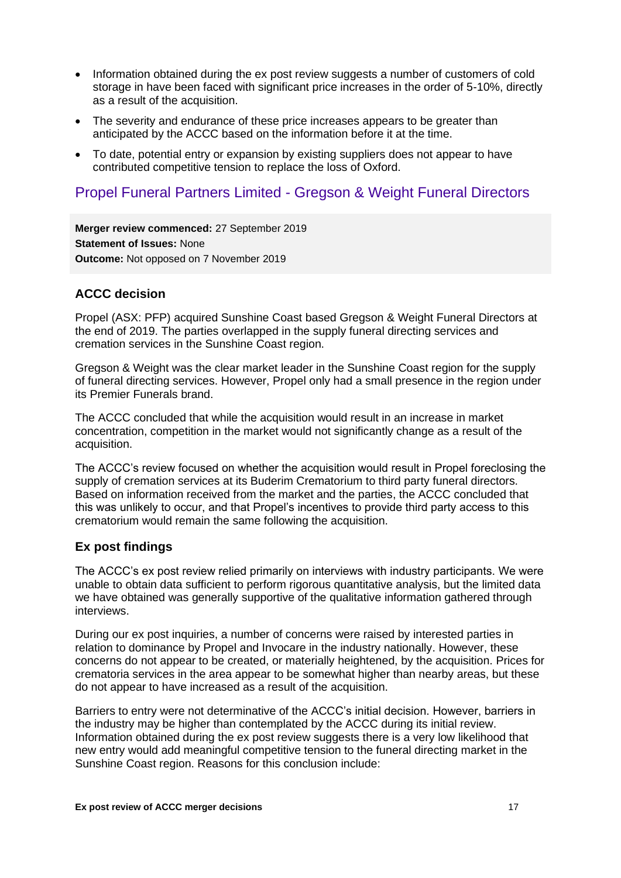- Information obtained during the ex post review suggests a number of customers of cold storage in have been faced with significant price increases in the order of 5-10%, directly as a result of the acquisition.
- The severity and endurance of these price increases appears to be greater than anticipated by the ACCC based on the information before it at the time.
- To date, potential entry or expansion by existing suppliers does not appear to have contributed competitive tension to replace the loss of Oxford.

## Propel Funeral Partners Limited - Gregson & Weight Funeral Directors

**Merger review commenced:** 27 September 2019
**Statement of Issues:** None
**Outcome:** Not opposed on 7 November 2019

### ACCC decision

Propel (ASX: PFP) acquired Sunshine Coast based Gregson & Weight Funeral Directors at the end of 2019. The parties overlapped in the supply funeral directing services and cremation services in the Sunshine Coast region.

Gregson & Weight was the clear market leader in the Sunshine Coast region for the supply of funeral directing services. However, Propel only had a small presence in the region under its Premier Funerals brand.

The ACCC concluded that while the acquisition would result in an increase in market concentration, competition in the market would not significantly change as a result of the acquisition.

The ACCC's review focused on whether the acquisition would result in Propel foreclosing the supply of cremation services at its Buderim Crematorium to third party funeral directors. Based on information received from the market and the parties, the ACCC concluded that this was unlikely to occur, and that Propel's incentives to provide third party access to this crematorium would remain the same following the acquisition.

### Ex post findings

The ACCC's ex post review relied primarily on interviews with industry participants. We were unable to obtain data sufficient to perform rigorous quantitative analysis, but the limited data we have obtained was generally supportive of the qualitative information gathered through interviews.

During our ex post inquiries, a number of concerns were raised by interested parties in relation to dominance by Propel and Invocare in the industry nationally. However, these concerns do not appear to be created, or materially heightened, by the acquisition. Prices for crematoria services in the area appear to be somewhat higher than nearby areas, but these do not appear to have increased as a result of the acquisition.

Barriers to entry were not determinative of the ACCC's initial decision. However, barriers in the industry may be higher than contemplated by the ACCC during its initial review. Information obtained during the ex post review suggests there is a very low likelihood that new entry would add meaningful competitive tension to the funeral directing market in the Sunshine Coast region. Reasons for this conclusion include: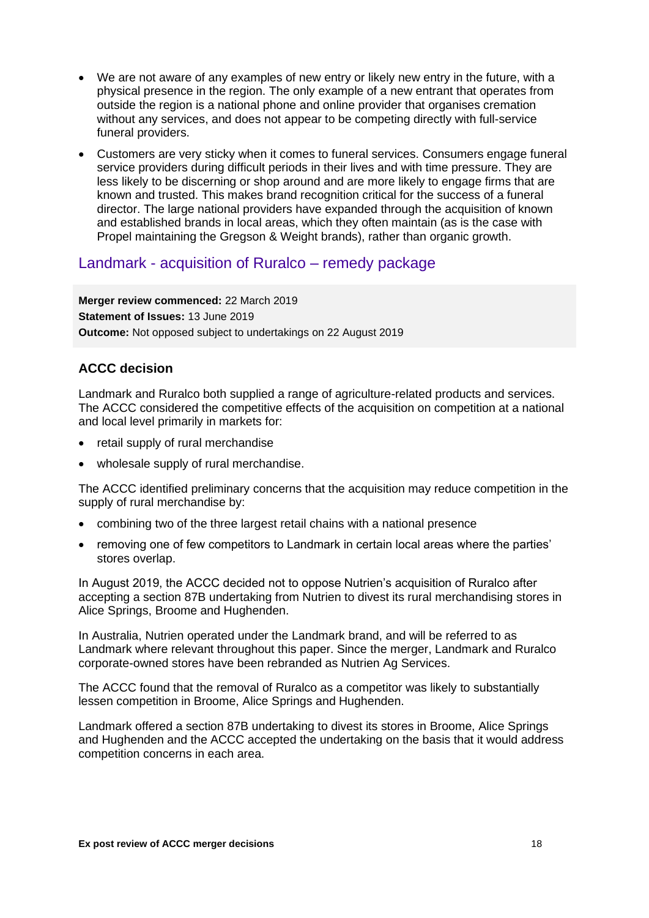- We are not aware of any examples of new entry or likely new entry in the future, with a physical presence in the region. The only example of a new entrant that operates from outside the region is a national phone and online provider that organises cremation without any services, and does not appear to be competing directly with full-service funeral providers.
- Customers are very sticky when it comes to funeral services. Consumers engage funeral service providers during difficult periods in their lives and with time pressure. They are less likely to be discerning or shop around and are more likely to engage firms that are known and trusted. This makes brand recognition critical for the success of a funeral director. The large national providers have expanded through the acquisition of known and established brands in local areas, which they often maintain (as is the case with Propel maintaining the Gregson & Weight brands), rather than organic growth.

## Landmark - acquisition of Ruralco – remedy package

**Merger review commenced:** 22 March 2019
**Statement of Issues:** 13 June 2019
**Outcome:** Not opposed subject to undertakings on 22 August 2019

### ACCC decision

Landmark and Ruralco both supplied a range of agriculture-related products and services. The ACCC considered the competitive effects of the acquisition on competition at a national and local level primarily in markets for:

- retail supply of rural merchandise
- wholesale supply of rural merchandise.

The ACCC identified preliminary concerns that the acquisition may reduce competition in the supply of rural merchandise by:

- combining two of the three largest retail chains with a national presence
- removing one of few competitors to Landmark in certain local areas where the parties' stores overlap.

In August 2019, the ACCC decided not to oppose Nutrien's acquisition of Ruralco after accepting a section 87B undertaking from Nutrien to divest its rural merchandising stores in Alice Springs, Broome and Hughenden.

In Australia, Nutrien operated under the Landmark brand, and will be referred to as Landmark where relevant throughout this paper. Since the merger, Landmark and Ruralco corporate-owned stores have been rebranded as Nutrien Ag Services.

The ACCC found that the removal of Ruralco as a competitor was likely to substantially lessen competition in Broome, Alice Springs and Hughenden.

Landmark offered a section 87B undertaking to divest its stores in Broome, Alice Springs and Hughenden and the ACCC accepted the undertaking on the basis that it would address competition concerns in each area.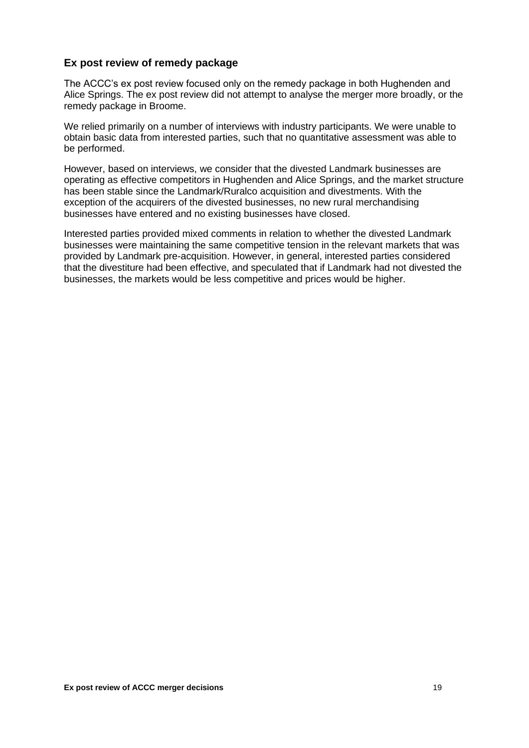## Ex post review of remedy package

The ACCC's ex post review focused only on the remedy package in both Hughenden and Alice Springs. The ex post review did not attempt to analyse the merger more broadly, or the remedy package in Broome.

We relied primarily on a number of interviews with industry participants. We were unable to obtain basic data from interested parties, such that no quantitative assessment was able to be performed.

However, based on interviews, we consider that the divested Landmark businesses are operating as effective competitors in Hughenden and Alice Springs, and the market structure has been stable since the Landmark/Ruralco acquisition and divestments. With the exception of the acquirers of the divested businesses, no new rural merchandising businesses have entered and no existing businesses have closed.

Interested parties provided mixed comments in relation to whether the divested Landmark businesses were maintaining the same competitive tension in the relevant markets that was provided by Landmark pre-acquisition. However, in general, interested parties considered that the divestiture had been effective, and speculated that if Landmark had not divested the businesses, the markets would be less competitive and prices would be higher.